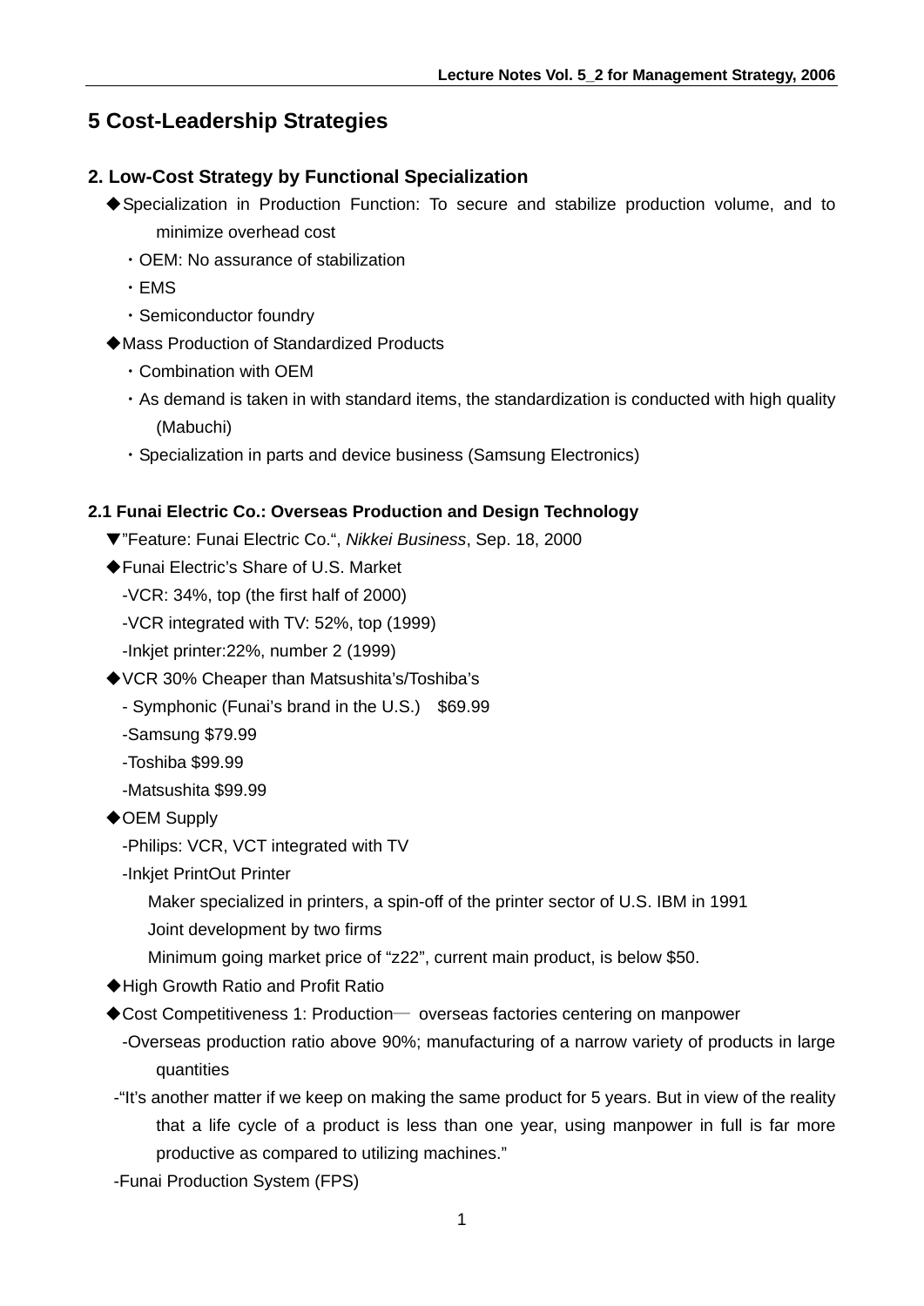# 5 Cost-Leadership Strategies

## 2. Low-Cost Strategy by Functional Specialization

◆Specialization in Production Function: To secure and stabilize production volume, and to minimize overhead cost

- ・OEM: No assurance of stabilization
- ・EMS
- ・Semiconductor foundry

◆Mass Production of Standardized Products

- ・Combination with OEM
- ・As demand is taken in with standard items, the standardization is conducted with high quality (Mabuchi)
- ・Specialization in parts and device business (Samsung Electronics)

### 2.1 Funai Electric Co.: Overseas Production and Design Technology

▼"Feature: Funai Electric Co.", *Nikkei Business*, Sep. 18, 2000

◆Funai Electric's Share of U.S. Market

- -VCR: 34%, top (the first half of 2000)
- -VCR integrated with TV: 52%, top (1999)
- -Inkjet printer:22%, number 2 (1999)

◆VCR 30% Cheaper than Matsushita's/Toshiba's

- - Symphonic (Funai's brand in the U.S.) $69.99
- -Samsung $79.99
- -Toshiba $99.99
- -Matsushita $99.99

◆OEM Supply

- -Philips: VCR, VCT integrated with TV
- -Inkjet PrintOut Printer

  Maker specialized in printers, a spin-off of the printer sector of U.S. IBM in 1991

  Joint development by two firms

  Minimum going market price of "z22", current main product, is below $50.

◆High Growth Ratio and Profit Ratio

◆Cost Competitiveness 1: Production— overseas factories centering on manpower

- -Overseas production ratio above 90%; manufacturing of a narrow variety of products in large quantities
- -"It's another matter if we keep on making the same product for 5 years. But in view of the reality that a life cycle of a product is less than one year, using manpower in full is far more productive as compared to utilizing machines."
- -Funai Production System (FPS)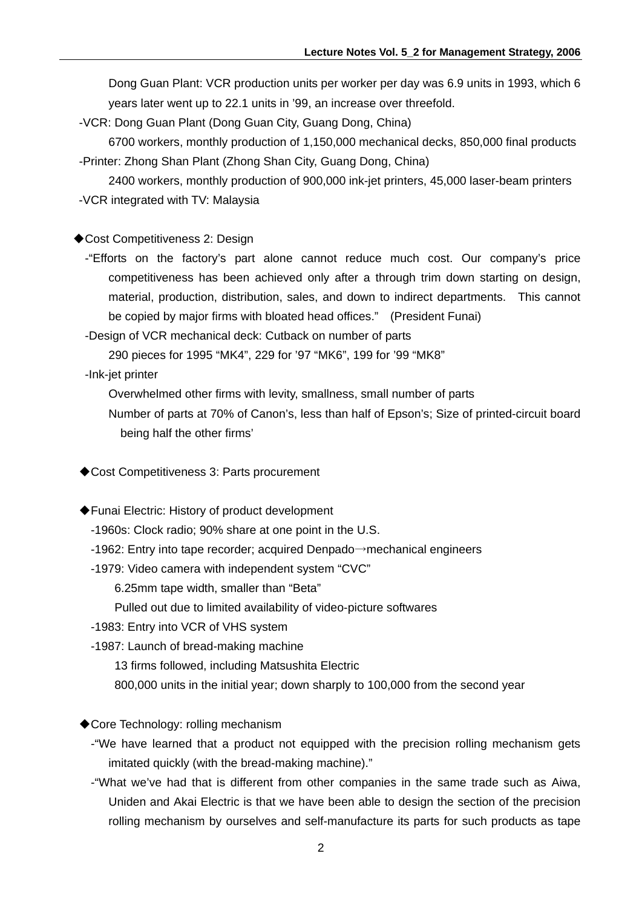Dong Guan Plant: VCR production units per worker per day was 6.9 units in 1993, which 6 years later went up to 22.1 units in '99, an increase over threefold.

- VCR: Dong Guan Plant (Dong Guan City, Guang Dong, China)
  - 6700 workers, monthly production of 1,150,000 mechanical decks, 850,000 final products
- Printer: Zhong Shan Plant (Zhong Shan City, Guang Dong, China)
  - 2400 workers, monthly production of 900,000 ink-jet printers, 45,000 laser-beam printers
- VCR integrated with TV: Malaysia

◆Cost Competitiveness 2: Design

- "Efforts on the factory's part alone cannot reduce much cost. Our company's price competitiveness has been achieved only after a through trim down starting on design, material, production, distribution, sales, and down to indirect departments. This cannot be copied by major firms with bloated head offices." (President Funai)
- Design of VCR mechanical deck: Cutback on number of parts
  - 290 pieces for 1995 "MK4", 229 for '97 "MK6", 199 for '99 "MK8"
- Ink-jet printer
  - Overwhelmed other firms with levity, smallness, small number of parts
  - Number of parts at 70% of Canon's, less than half of Epson's; Size of printed-circuit board being half the other firms'

◆Cost Competitiveness 3: Parts procurement

◆Funai Electric: History of product development

- 1960s: Clock radio; 90% share at one point in the U.S.
- 1962: Entry into tape recorder; acquired Denpado→mechanical engineers
- 1979: Video camera with independent system "CVC"
  - 6.25mm tape width, smaller than "Beta"
  - Pulled out due to limited availability of video-picture softwares
- 1983: Entry into VCR of VHS system
- 1987: Launch of bread-making machine
  - 13 firms followed, including Matsushita Electric
  - 800,000 units in the initial year; down sharply to 100,000 from the second year

◆Core Technology: rolling mechanism

- "We have learned that a product not equipped with the precision rolling mechanism gets imitated quickly (with the bread-making machine)."
- "What we've had that is different from other companies in the same trade such as Aiwa, Uniden and Akai Electric is that we have been able to design the section of the precision rolling mechanism by ourselves and self-manufacture its parts for such products as tape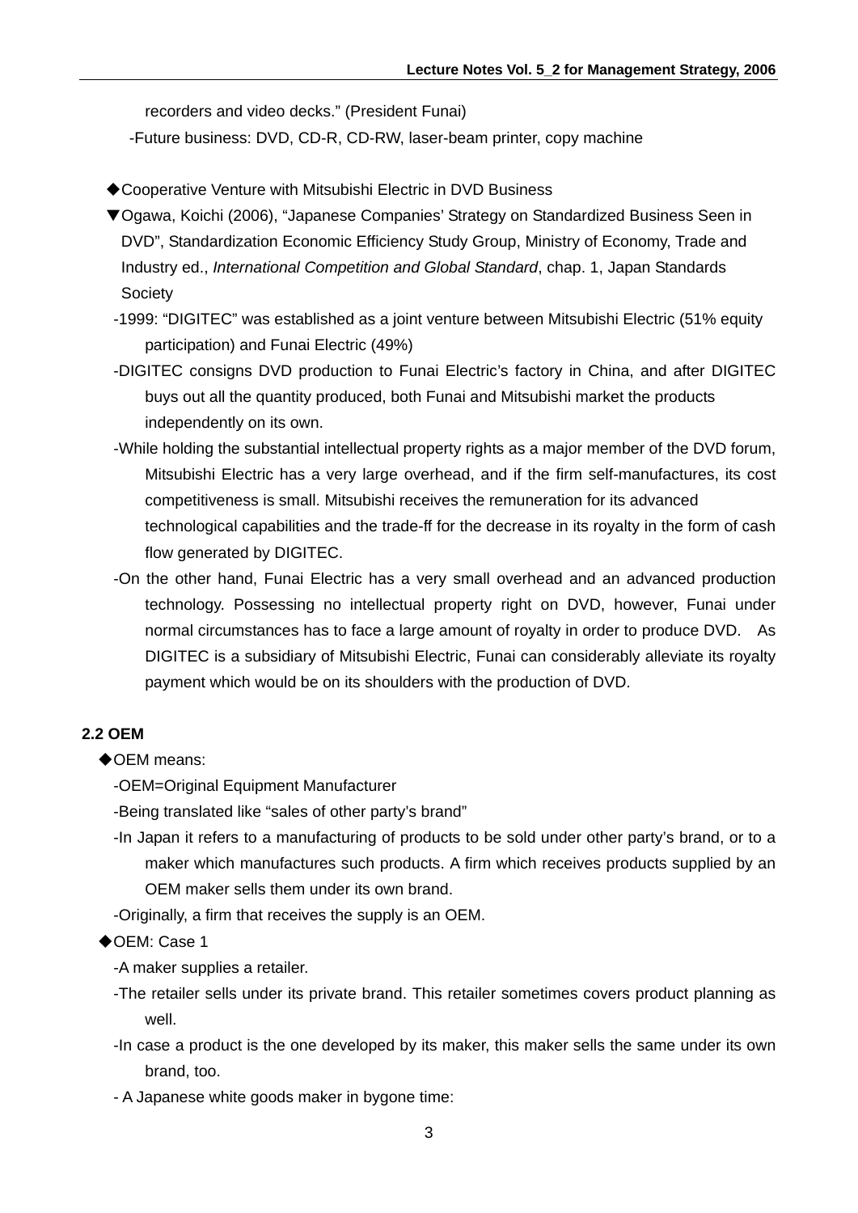recorders and video decks." (President Funai)

-Future business: DVD, CD-R, CD-RW, laser-beam printer, copy machine

◆Cooperative Venture with Mitsubishi Electric in DVD Business

▼Ogawa, Koichi (2006), "Japanese Companies' Strategy on Standardized Business Seen in DVD", Standardization Economic Efficiency Study Group, Ministry of Economy, Trade and Industry ed., *International Competition and Global Standard*, chap. 1, Japan Standards Society

-1999: "DIGITEC" was established as a joint venture between Mitsubishi Electric (51% equity participation) and Funai Electric (49%)

-DIGITEC consigns DVD production to Funai Electric's factory in China, and after DIGITEC buys out all the quantity produced, both Funai and Mitsubishi market the products independently on its own.

-While holding the substantial intellectual property rights as a major member of the DVD forum, Mitsubishi Electric has a very large overhead, and if the firm self-manufactures, its cost competitiveness is small. Mitsubishi receives the remuneration for its advanced technological capabilities and the trade-ff for the decrease in its royalty in the form of cash flow generated by DIGITEC.

-On the other hand, Funai Electric has a very small overhead and an advanced production technology. Possessing no intellectual property right on DVD, however, Funai under normal circumstances has to face a large amount of royalty in order to produce DVD. As DIGITEC is a subsidiary of Mitsubishi Electric, Funai can considerably alleviate its royalty payment which would be on its shoulders with the production of DVD.

## 2.2 OEM

◆OEM means:

-OEM=Original Equipment Manufacturer

-Being translated like "sales of other party's brand"

-In Japan it refers to a manufacturing of products to be sold under other party's brand, or to a maker which manufactures such products. A firm which receives products supplied by an OEM maker sells them under its own brand.

-Originally, a firm that receives the supply is an OEM.

◆OEM: Case 1

-A maker supplies a retailer.

-The retailer sells under its private brand. This retailer sometimes covers product planning as well.

-In case a product is the one developed by its maker, this maker sells the same under its own brand, too.

- A Japanese white goods maker in bygone time: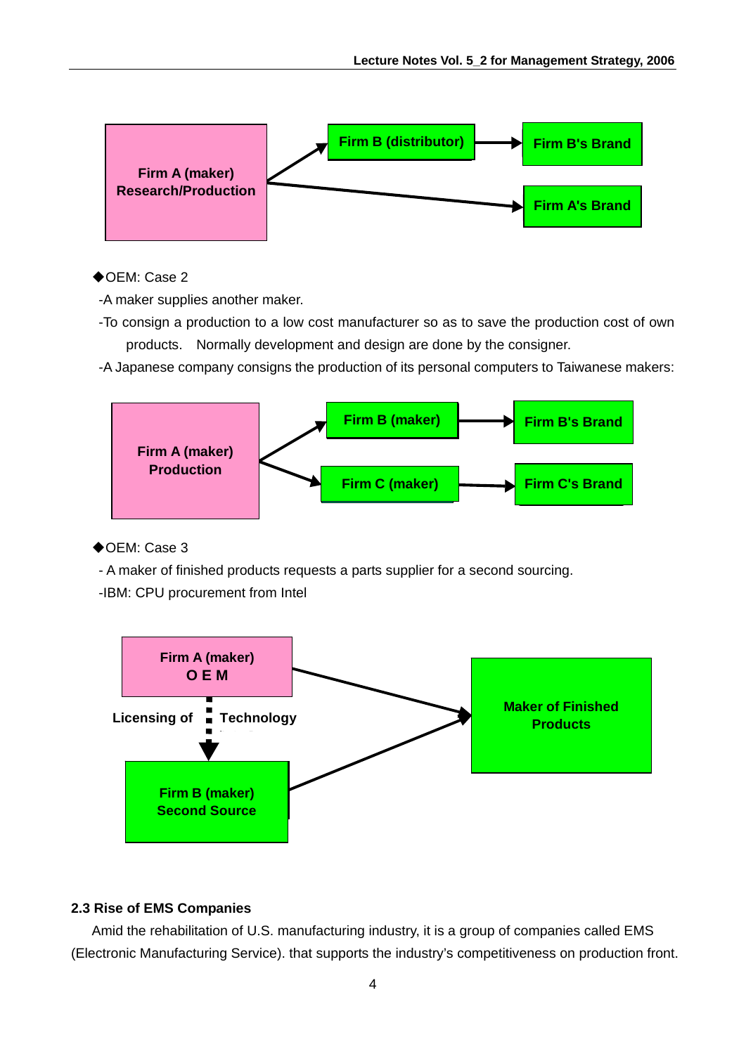Firm A (maker)
Research/Production

Firm B (distributor)

Firm B's Brand

Firm A's Brand

◆OEM: Case 2

-A maker supplies another maker.

-To consign a production to a low cost manufacturer so as to save the production cost of own products. Normally development and design are done by the consigner.

-A Japanese company consigns the production of its personal computers to Taiwanese makers:

Firm A (maker)
Production

Firm B (maker)

Firm B's Brand

Firm C (maker)

Firm C's Brand

◆OEM: Case 3

- A maker of finished products requests a parts supplier for a second sourcing.

-IBM: CPU procurement from Intel

Firm A (maker)
O E M

Licensing of Technology

Firm B (maker)
Second Source

Maker of Finished Products

### 2.3 Rise of EMS Companies

Amid the rehabilitation of U.S. manufacturing industry, it is a group of companies called EMS (Electronic Manufacturing Service). that supports the industry's competitiveness on production front.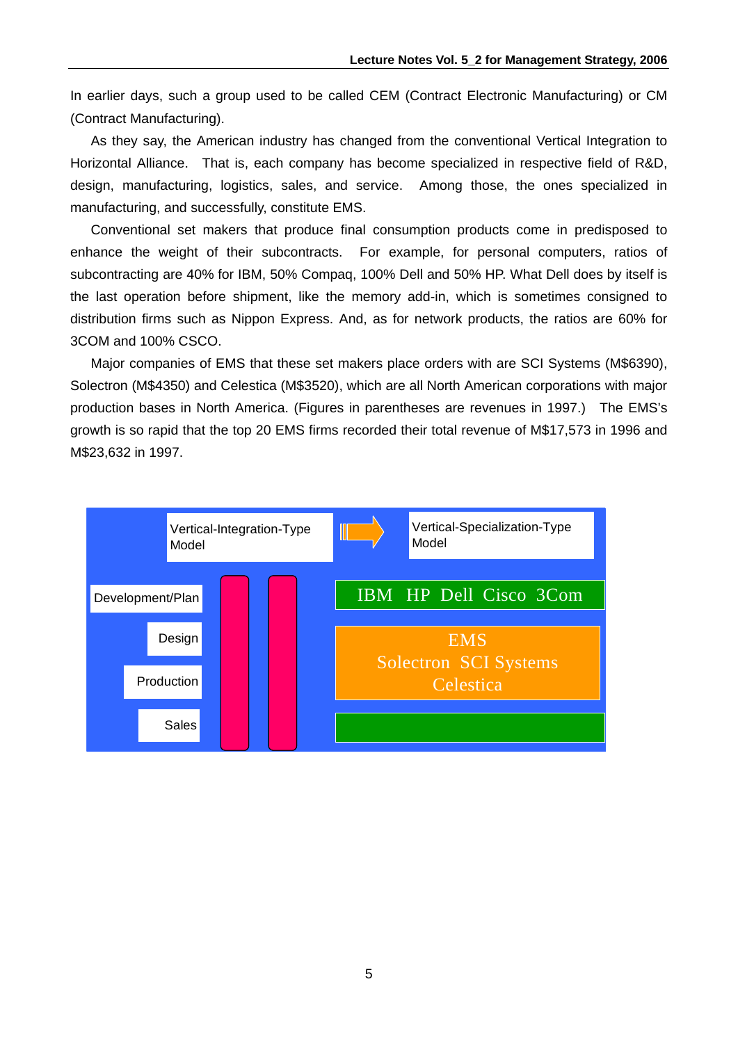In earlier days, such a group used to be called CEM (Contract Electronic Manufacturing) or CM (Contract Manufacturing).

As they say, the American industry has changed from the conventional Vertical Integration to Horizontal Alliance. That is, each company has become specialized in respective field of R&D, design, manufacturing, logistics, sales, and service. Among those, the ones specialized in manufacturing, and successfully, constitute EMS.

Conventional set makers that produce final consumption products come in predisposed to enhance the weight of their subcontracts. For example, for personal computers, ratios of subcontracting are 40% for IBM, 50% Compaq, 100% Dell and 50% HP. What Dell does by itself is the last operation before shipment, like the memory add-in, which is sometimes consigned to distribution firms such as Nippon Express. And, as for network products, the ratios are 60% for 3COM and 100% CSCO.

Major companies of EMS that these set makers place orders with are SCI Systems (M$6390), Solectron (M$4350) and Celestica (M$3520), which are all North American corporations with major production bases in North America. (Figures in parentheses are revenues in 1997.) The EMS's growth is so rapid that the top 20 EMS firms recorded their total revenue of M$17,573 in 1996 and M$23,632 in 1997.

Vertical-Integration-Type Model

Vertical-Specialization-Type Model

Development/Plan

Design

Production

Sales

IBM HP Dell Cisco 3Com

EMS
Solectron SCI Systems
Celestica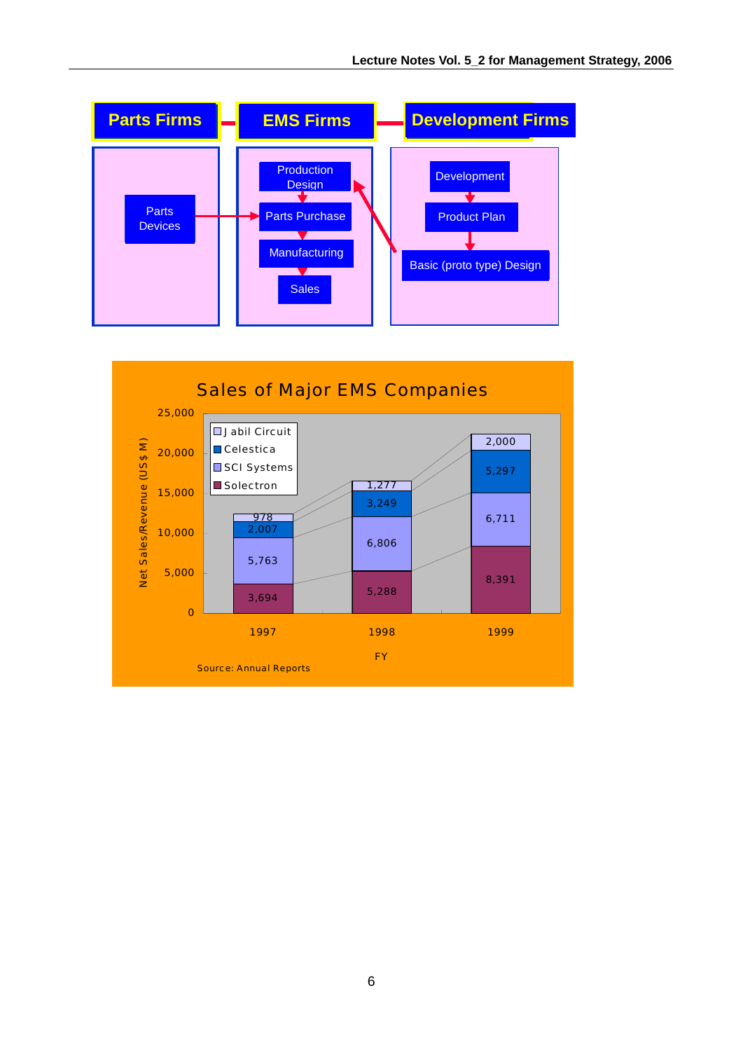Parts Firms

EMS Firms

Development Firms

Parts Devices

Production Design

Parts Purchase

Manufacturing

Sales

Development

Product Plan

Basic (proto type) Design

Sales of Major EMS Companies

Net Sales/Revenue (US$ M)

25,000
20,000
15,000
10,000
5,000
0

Jabil Circuit
Celestica
SCI Systems
Solectron

1997: 978, 2,007, 5,763, 3,694

1998: 1,277, 3,249, 6,806, 5,288

1999: 2,000, 5,297, 6,711, 8,391

FY

Source: Annual Reports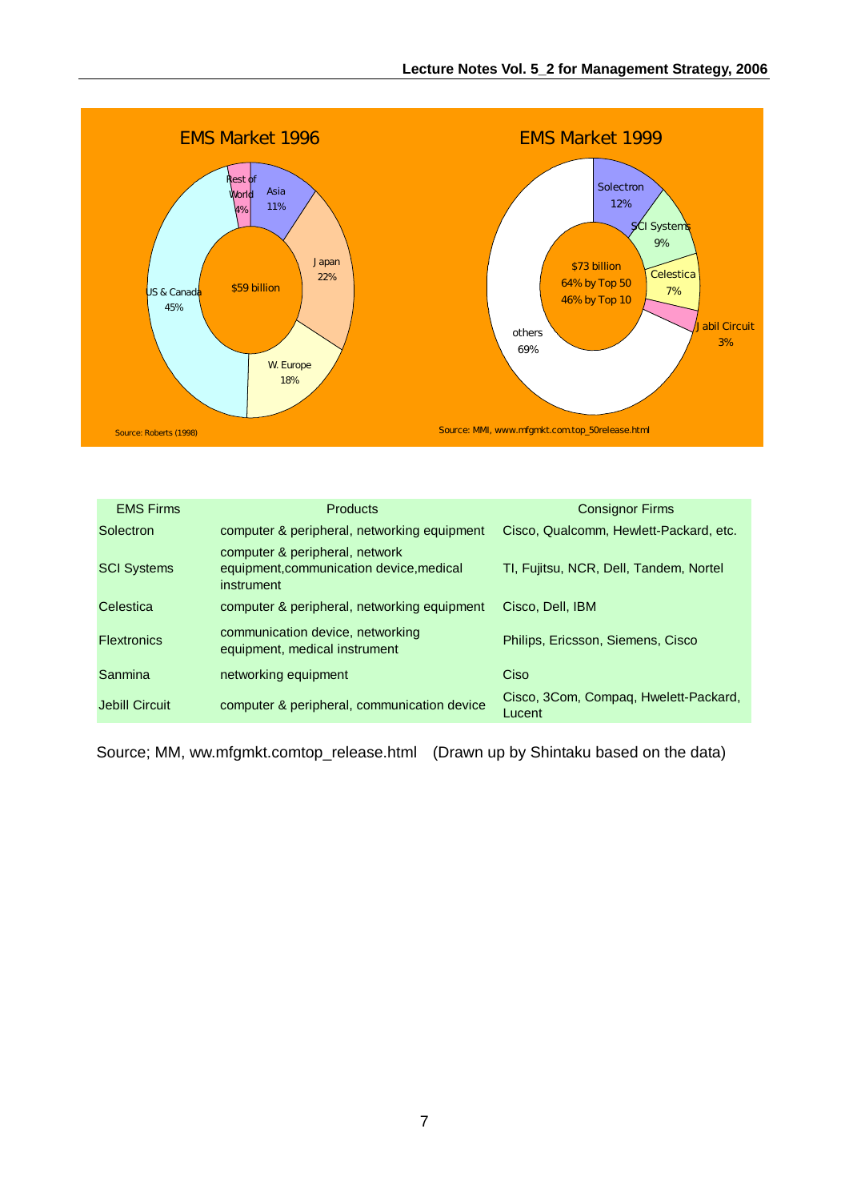EMS Market 1996

Rest of World 4%
Asia 11%
Japan 22%
$59 billion
US & Canada 45%
W. Europe 18%

Source: Roberts (1998)

EMS Market 1999

Solectron 12%
SCI Systems 9%
Celestica 7%
Jabil Circuit 3%
others 69%
$73 billion
64% by Top 50
46% by Top 10

Source: MMI, www.mfgmkt.com.top_50release.html

| EMS Firms | Products | Consignor Firms |
|---|---|---|
| Solectron | computer & peripheral, networking equipment | Cisco, Qualcomm, Hewlett-Packard, etc. |
| SCI Systems | computer & peripheral, network equipment,communication device,medical instrument | TI, Fujitsu, NCR, Dell, Tandem, Nortel |
| Celestica | computer & peripheral, networking equipment | Cisco, Dell, IBM |
| Flextronics | communication device, networking equipment, medical instrument | Philips, Ericsson, Siemens, Cisco |
| Sanmina | networking equipment | Ciso |
| Jebill Circuit | computer & peripheral, communication device | Cisco, 3Com, Compaq, Hwelett-Packard, Lucent |

Source; MM, ww.mfgmkt.comtop_release.html (Drawn up by Shintaku based on the data)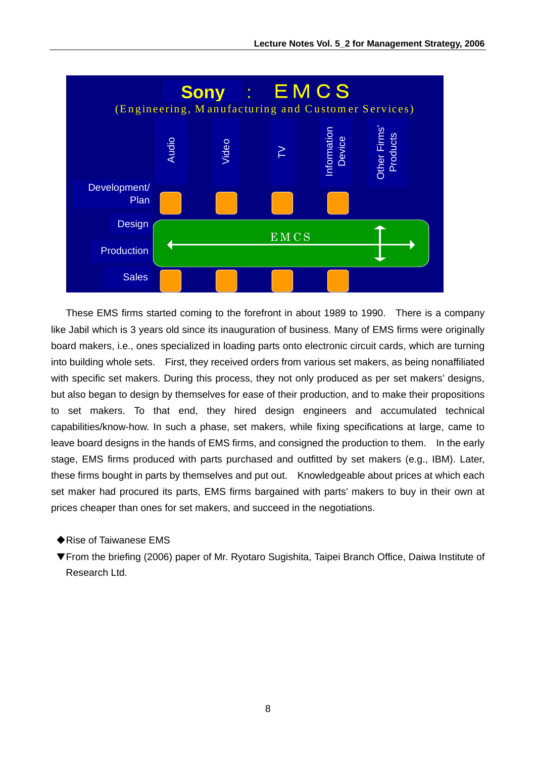Sony : EMCS
(Engineering, Manufacturing and Customer Services)

Audio
Video
TV
Information Device
Other Firms' Products

Development/ Plan
Design
Production
Sales

EMCS

These EMS firms started coming to the forefront in about 1989 to 1990. There is a company like Jabil which is 3 years old since its inauguration of business. Many of EMS firms were originally board makers, i.e., ones specialized in loading parts onto electronic circuit cards, which are turning into building whole sets. First, they received orders from various set makers, as being nonaffiliated with specific set makers. During this process, they not only produced as per set makers' designs, but also began to design by themselves for ease of their production, and to make their propositions to set makers. To that end, they hired design engineers and accumulated technical capabilities/know-how. In such a phase, set makers, while fixing specifications at large, came to leave board designs in the hands of EMS firms, and consigned the production to them. In the early stage, EMS firms produced with parts purchased and outfitted by set makers (e.g., IBM). Later, these firms bought in parts by themselves and put out. Knowledgeable about prices at which each set maker had procured its parts, EMS firms bargained with parts' makers to buy in their own at prices cheaper than ones for set makers, and succeed in the negotiations.

◆Rise of Taiwanese EMS

▼From the briefing (2006) paper of Mr. Ryotaro Sugishita, Taipei Branch Office, Daiwa Institute of Research Ltd.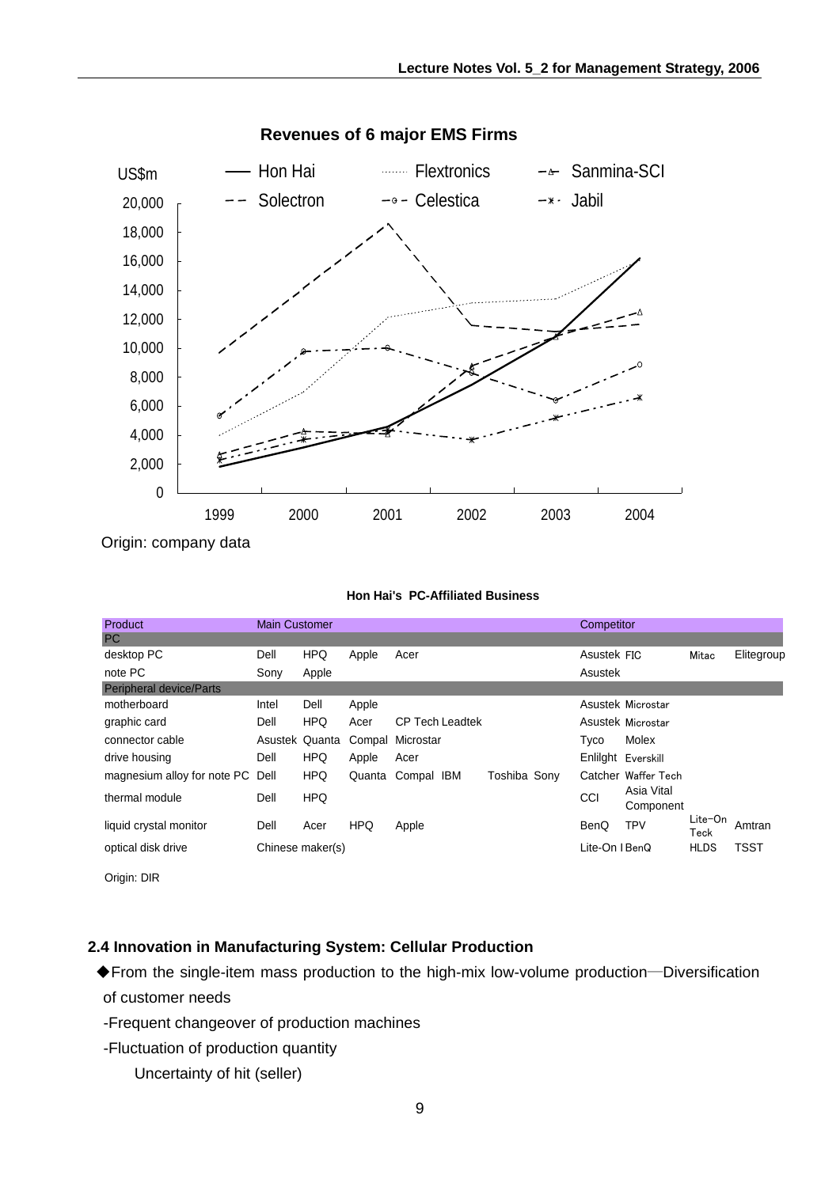**Revenues of 6 major EMS Firms**

US$m

Legend: Hon Hai, Flextronics, Sanmina-SCI, Solectron, Celestica, Jabil

Y-axis: 0, 2,000, 4,000, 6,000, 8,000, 10,000, 12,000, 14,000, 16,000, 18,000, 20,000

X-axis: 1999, 2000, 2001, 2002, 2003, 2004

Origin: company data

**Hon Hai's PC-Affiliated Business**

| Product | Main Customer | | | | | | Competitor | | | |
|---|---|---|---|---|---|---|---|---|---|---|
| PC | | | | | | | | | | |
| desktop PC | Dell | HPQ | Apple | Acer | | | Asustek | FIC | Mitac | Elitegroup |
| note PC | Sony | Apple | | | | | Asustek | | | |
| Peripheral device/Parts | | | | | | | | | | |
| motherboard | Intel | Dell | Apple | | | | Asustek | Microstar | | |
| graphic card | Dell | HPQ | Acer | CP Tech Leadtek | | | Asustek | Microstar | | |
| connector cable | Asustek | Quanta | Compal | Microstar | | | Tyco | Molex | | |
| drive housing | Dell | HPQ | Apple | Acer | | | Enlilght | Everskill | | |
| magnesium alloy for note PC | Dell | HPQ | Quanta | Compal | IBM | Toshiba Sony | Catcher | Waffer Tech | | |
| thermal module | Dell | HPQ | | | | | CCI | Asia Vital Component | | |
| liquid crystal monitor | Dell | Acer | HPQ | Apple | | | BenQ | TPV | Lite-On Teck | Amtran |
| optical disk drive | Chinese maker(s) | | | | | | Lite-On I | BenQ | HLDS | TSST |

Origin: DIR

### 2.4 Innovation in Manufacturing System: Cellular Production

◆From the single-item mass production to the high-mix low-volume production—Diversification of customer needs

-Frequent changeover of production machines

-Fluctuation of production quantity

Uncertainty of hit (seller)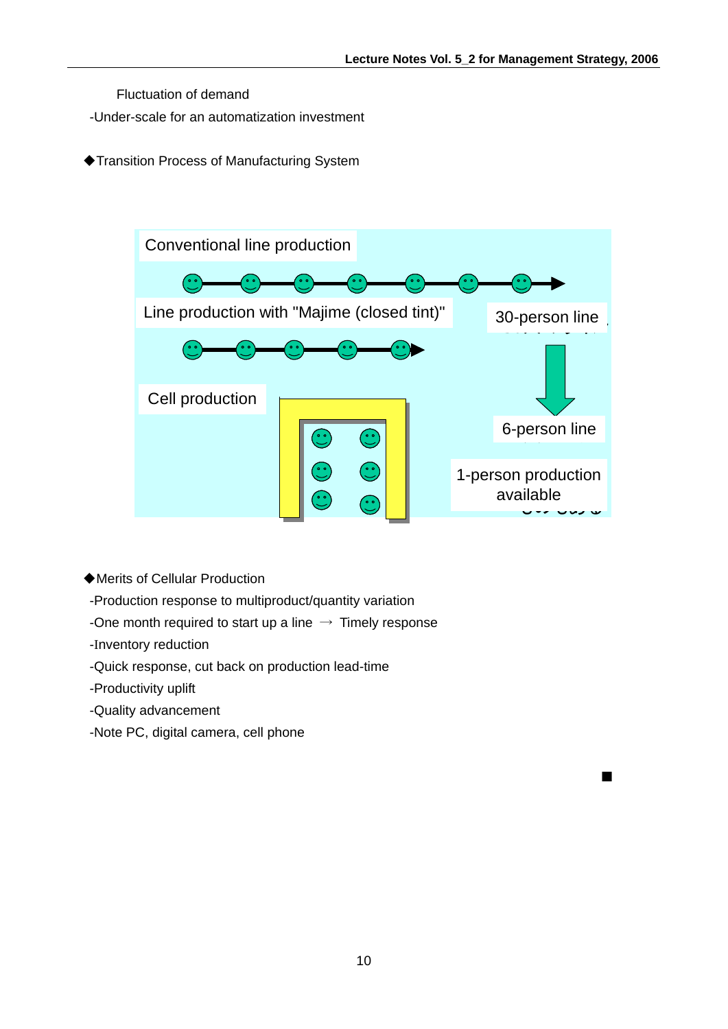Fluctuation of demand

-Under-scale for an automatization investment

◆Transition Process of Manufacturing System

Conventional line production

Line production with "Majime (closed tint)"

30-person line

Cell production

6-person line

1-person production available

◆Merits of Cellular Production

-Production response to multiproduct/quantity variation

-One month required to start up a line → Timely response

-Inventory reduction

-Quick response, cut back on production lead-time

-Productivity uplift

-Quality advancement

-Note PC, digital camera, cell phone

■